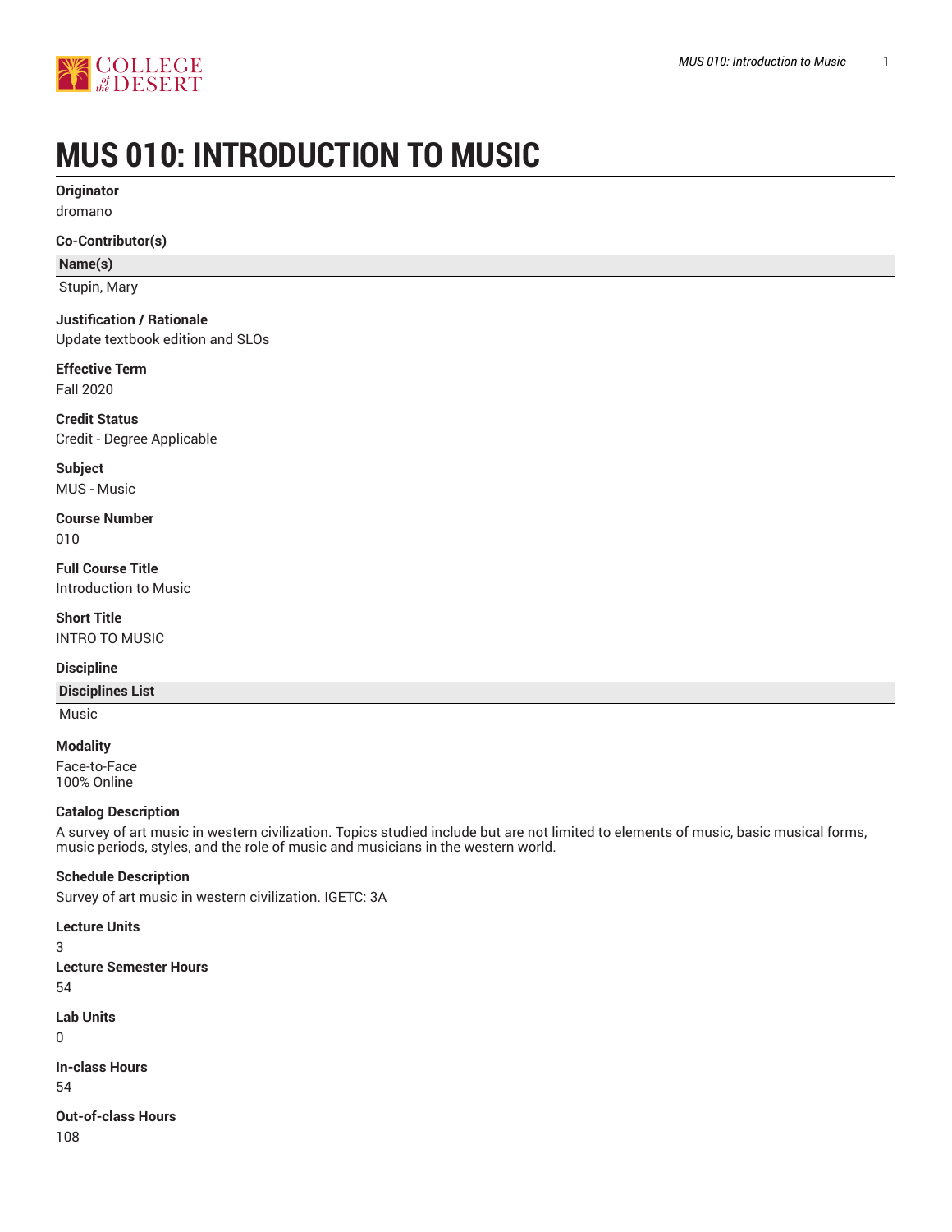# MUS 010: INTRODUCTION TO MUSIC

**Originator**

dromano

**Co-Contributor(s)**

| Name(s) |
| --- |
| Stupin, Mary |

**Justification / Rationale**

Update textbook edition and SLOs

**Effective Term**

Fall 2020

**Credit Status**

Credit - Degree Applicable

**Subject**

MUS - Music

**Course Number**

010

**Full Course Title**

Introduction to Music

**Short Title**

INTRO TO MUSIC

**Discipline**

| Disciplines List |
| --- |
| Music |

**Modality**

Face-to-Face
100% Online

**Catalog Description**

A survey of art music in western civilization. Topics studied include but are not limited to elements of music, basic musical forms, music periods, styles, and the role of music and musicians in the western world.

**Schedule Description**

Survey of art music in western civilization. IGETC: 3A

**Lecture Units**

3

**Lecture Semester Hours**

54

**Lab Units**

0

**In-class Hours**

54

**Out-of-class Hours**

108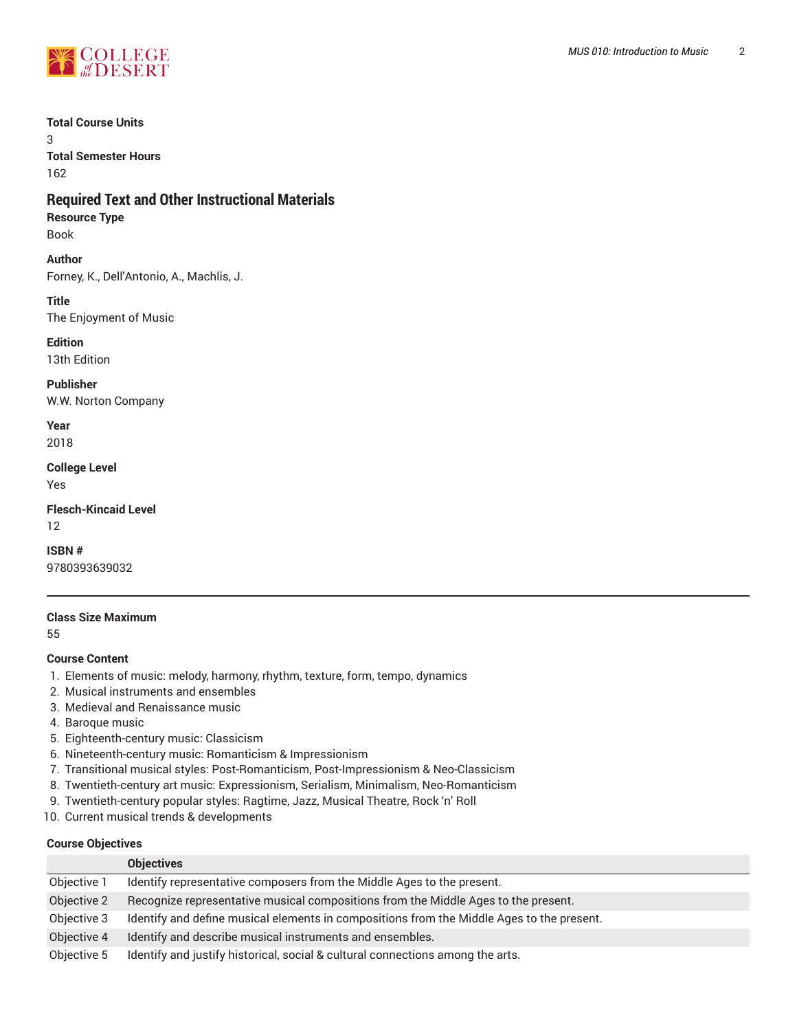**Total Course Units**

3

**Total Semester Hours**

162

## Required Text and Other Instructional Materials

**Resource Type**

Book

**Author**

Forney, K., Dell'Antonio, A., Machlis, J.

**Title**

The Enjoyment of Music

**Edition**

13th Edition

**Publisher**

W.W. Norton Company

**Year**

2018

**College Level**

Yes

**Flesch-Kincaid Level**

12

**ISBN #**

9780393639032

---

**Class Size Maximum**

55

**Course Content**

1. Elements of music: melody, harmony, rhythm, texture, form, tempo, dynamics
2. Musical instruments and ensembles
3. Medieval and Renaissance music
4. Baroque music
5. Eighteenth-century music: Classicism
6. Nineteenth-century music: Romanticism & Impressionism
7. Transitional musical styles: Post-Romanticism, Post-Impressionism & Neo-Classicism
8. Twentieth-century art music: Expressionism, Serialism, Minimalism, Neo-Romanticism
9. Twentieth-century popular styles: Ragtime, Jazz, Musical Theatre, Rock 'n' Roll
10. Current musical trends & developments

**Course Objectives**

| | Objectives |
|---|---|
| Objective 1 | Identify representative composers from the Middle Ages to the present. |
| Objective 2 | Recognize representative musical compositions from the Middle Ages to the present. |
| Objective 3 | Identify and define musical elements in compositions from the Middle Ages to the present. |
| Objective 4 | Identify and describe musical instruments and ensembles. |
| Objective 5 | Identify and justify historical, social & cultural connections among the arts. |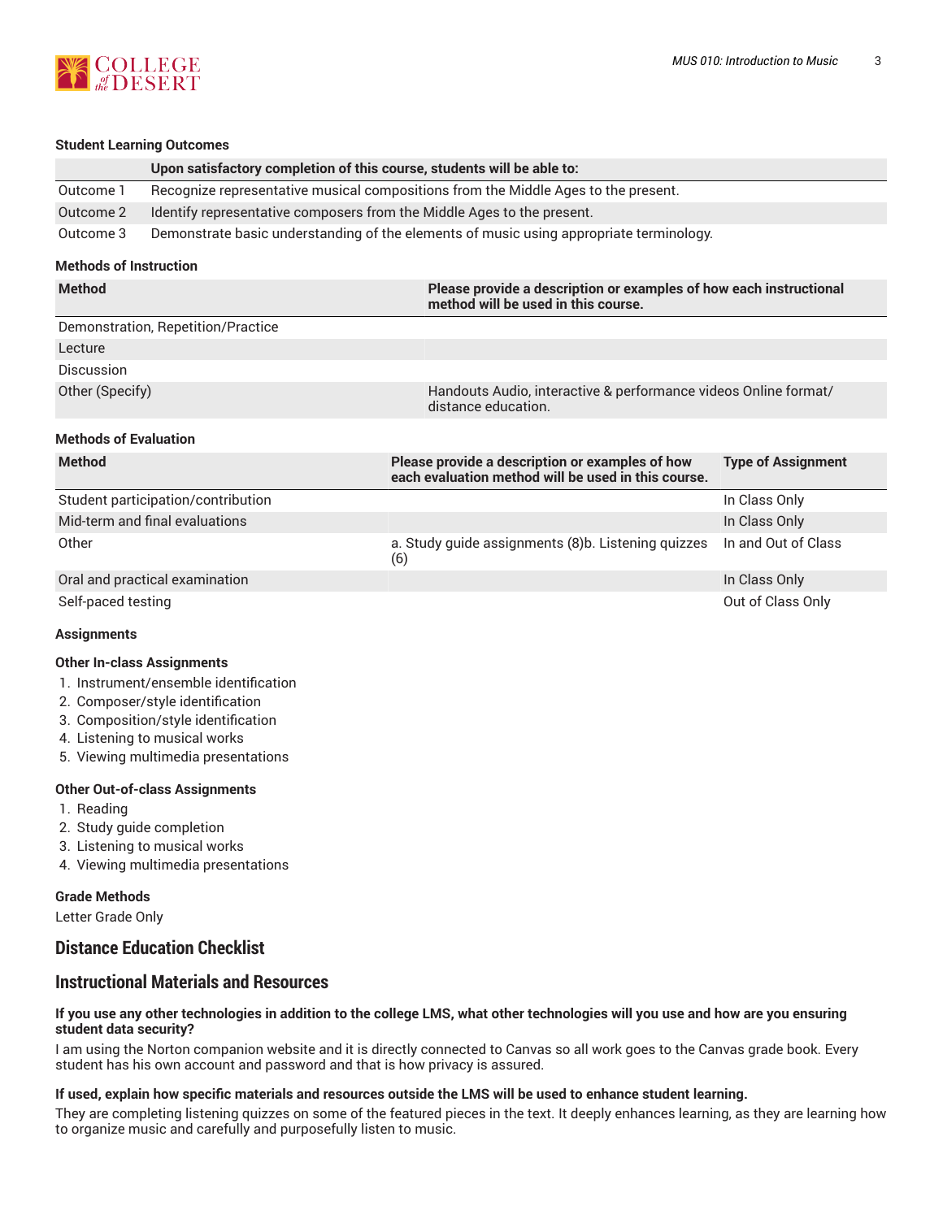#### Student Learning Outcomes

| | Upon satisfactory completion of this course, students will be able to: |
|---|---|
| Outcome 1 | Recognize representative musical compositions from the Middle Ages to the present. |
| Outcome 2 | Identify representative composers from the Middle Ages to the present. |
| Outcome 3 | Demonstrate basic understanding of the elements of music using appropriate terminology. |

#### Methods of Instruction

| Method | Please provide a description or examples of how each instructional method will be used in this course. |
|---|---|
| Demonstration, Repetition/Practice | |
| Lecture | |
| Discussion | |
| Other (Specify) | Handouts Audio, interactive & performance videos Online format/ distance education. |

#### Methods of Evaluation

| Method | Please provide a description or examples of how each evaluation method will be used in this course. | Type of Assignment |
|---|---|---|
| Student participation/contribution | | In Class Only |
| Mid-term and final evaluations | | In Class Only |
| Other | a. Study guide assignments (8)b. Listening quizzes (6) | In and Out of Class |
| Oral and practical examination | | In Class Only |
| Self-paced testing | | Out of Class Only |

#### Assignments

**Other In-class Assignments**

1. Instrument/ensemble identification
2. Composer/style identification
3. Composition/style identification
4. Listening to musical works
5. Viewing multimedia presentations

**Other Out-of-class Assignments**

1. Reading
2. Study guide completion
3. Listening to musical works
4. Viewing multimedia presentations

#### Grade Methods

Letter Grade Only

## Distance Education Checklist

## Instructional Materials and Resources

**If you use any other technologies in addition to the college LMS, what other technologies will you use and how are you ensuring student data security?**

I am using the Norton companion website and it is directly connected to Canvas so all work goes to the Canvas grade book. Every student has his own account and password and that is how privacy is assured.

**If used, explain how specific materials and resources outside the LMS will be used to enhance student learning.**

They are completing listening quizzes on some of the featured pieces in the text. It deeply enhances learning, as they are learning how to organize music and carefully and purposefully listen to music.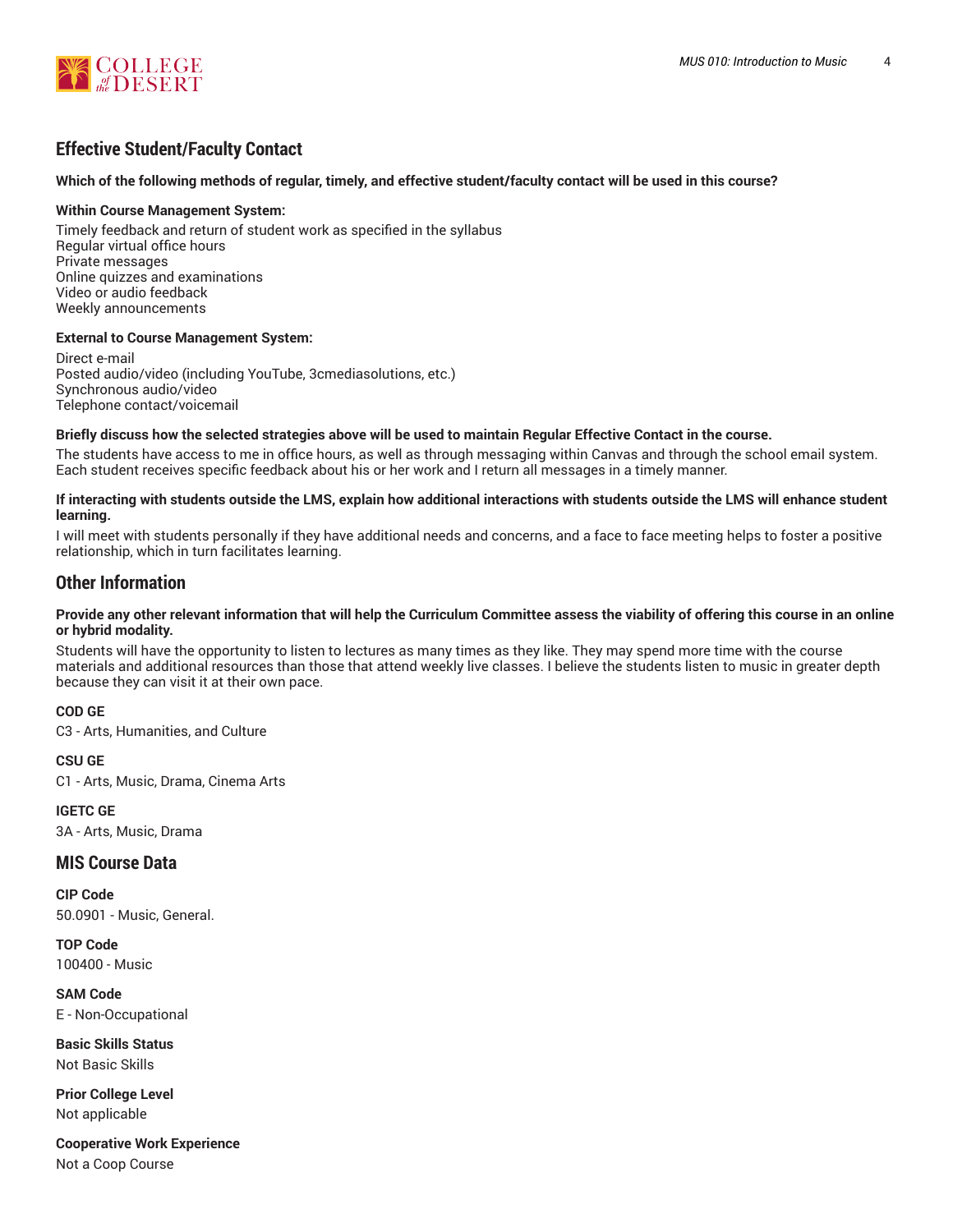## Effective Student/Faculty Contact

**Which of the following methods of regular, timely, and effective student/faculty contact will be used in this course?**

**Within Course Management System:**

Timely feedback and return of student work as specified in the syllabus
Regular virtual office hours
Private messages
Online quizzes and examinations
Video or audio feedback
Weekly announcements

**External to Course Management System:**

Direct e-mail
Posted audio/video (including YouTube, 3cmediasolutions, etc.)
Synchronous audio/video
Telephone contact/voicemail

**Briefly discuss how the selected strategies above will be used to maintain Regular Effective Contact in the course.**

The students have access to me in office hours, as well as through messaging within Canvas and through the school email system. Each student receives specific feedback about his or her work and I return all messages in a timely manner.

**If interacting with students outside the LMS, explain how additional interactions with students outside the LMS will enhance student learning.**

I will meet with students personally if they have additional needs and concerns, and a face to face meeting helps to foster a positive relationship, which in turn facilitates learning.

## Other Information

**Provide any other relevant information that will help the Curriculum Committee assess the viability of offering this course in an online or hybrid modality.**

Students will have the opportunity to listen to lectures as many times as they like. They may spend more time with the course materials and additional resources than those that attend weekly live classes. I believe the students listen to music in greater depth because they can visit it at their own pace.

**COD GE**

C3 - Arts, Humanities, and Culture

**CSU GE**

C1 - Arts, Music, Drama, Cinema Arts

**IGETC GE**

3A - Arts, Music, Drama

## MIS Course Data

**CIP Code**

50.0901 - Music, General.

**TOP Code**

100400 - Music

**SAM Code**

E - Non-Occupational

**Basic Skills Status**

Not Basic Skills

**Prior College Level**

Not applicable

**Cooperative Work Experience**

Not a Coop Course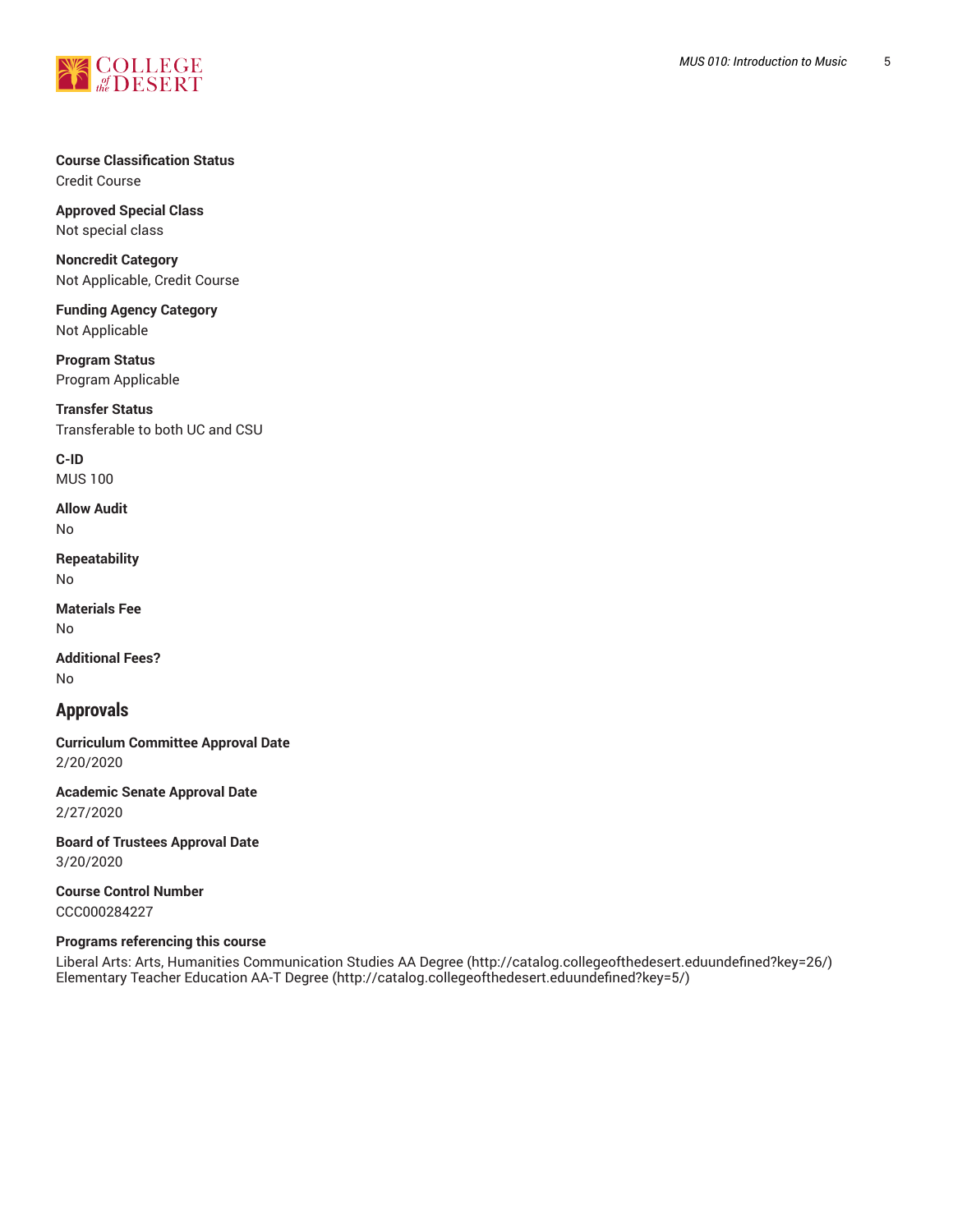**Course Classification Status**
Credit Course

**Approved Special Class**
Not special class

**Noncredit Category**
Not Applicable, Credit Course

**Funding Agency Category**
Not Applicable

**Program Status**
Program Applicable

**Transfer Status**
Transferable to both UC and CSU

**C-ID**
MUS 100

**Allow Audit**
No

**Repeatability**
No

**Materials Fee**
No

**Additional Fees?**
No

## Approvals

**Curriculum Committee Approval Date**
2/20/2020

**Academic Senate Approval Date**
2/27/2020

**Board of Trustees Approval Date**
3/20/2020

**Course Control Number**
CCC000284227

**Programs referencing this course**
Liberal Arts: Arts, Humanities Communication Studies AA Degree (http://catalog.collegeofthedesert.eduundefined?key=26/)
Elementary Teacher Education AA-T Degree (http://catalog.collegeofthedesert.eduundefined?key=5/)